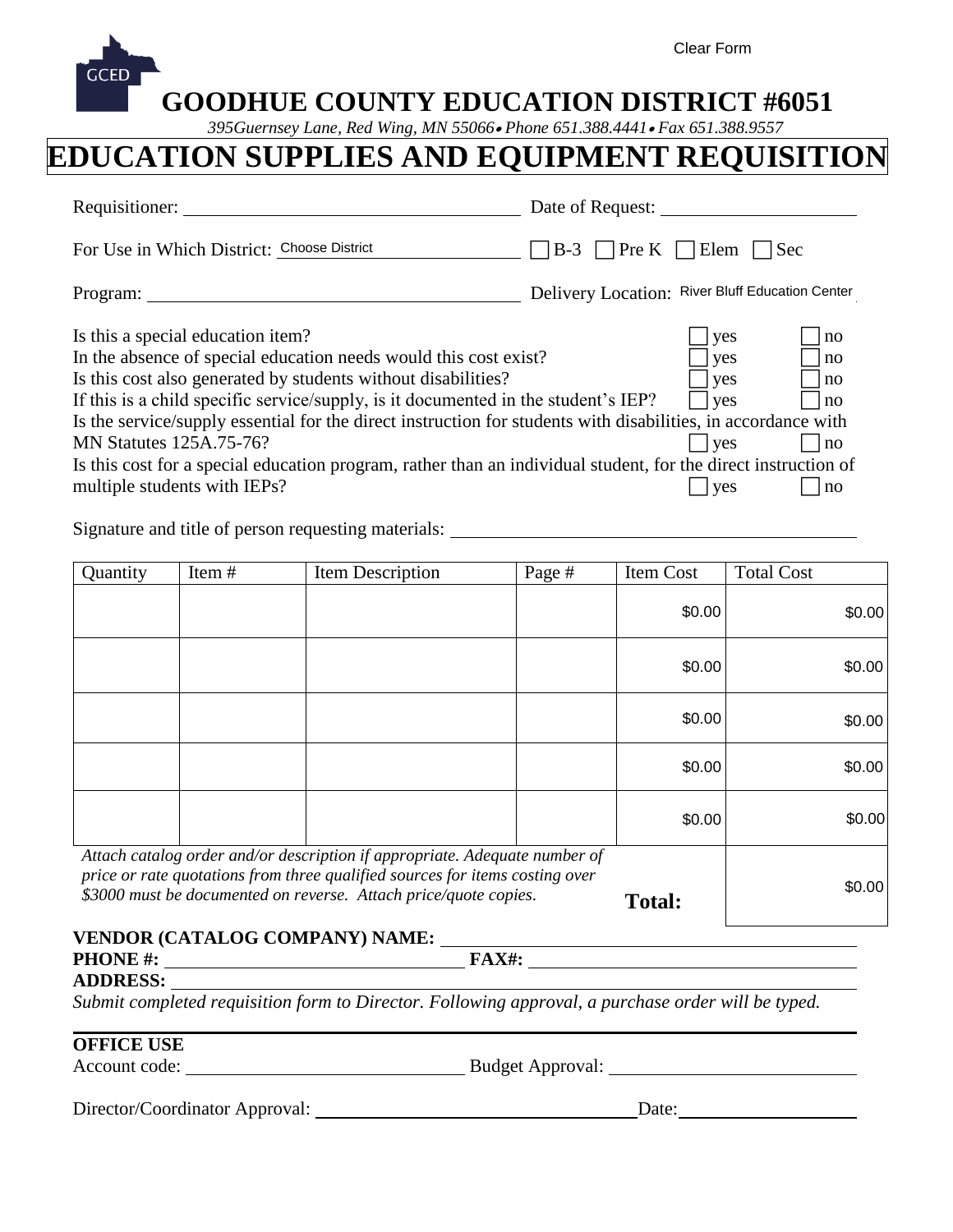Clear Form

GCED

# GOODHUE COUNTY EDUCATION DISTRICT #6051

*395Guernsey Lane, Red Wing, MN 55066 • Phone 651.388.4441 • Fax 651.388.9557*

# EDUCATION SUPPLIES AND EQUIPMENT REQUISITION

Requisitioner: ______________________ Date of Request: ______________________

For Use in Which District: Choose District ☐ B-3 ☐ Pre K ☐ Elem ☐ Sec

Program: ______________________ Delivery Location: River Bluff Education Center

Is this a special education item? ☐ yes ☐ no

In the absence of special education needs would this cost exist? ☐ yes ☐ no

Is this cost also generated by students without disabilities? ☐ yes ☐ no

If this is a child specific service/supply, is it documented in the student's IEP? ☐ yes ☐ no

Is the service/supply essential for the direct instruction for students with disabilities, in accordance with MN Statutes 125A.75-76? ☐ yes ☐ no

Is this cost for a special education program, rather than an individual student, for the direct instruction of multiple students with IEPs? ☐ yes ☐ no

Signature and title of person requesting materials: ______________________

| Quantity | Item # | Item Description | Page # | Item Cost | Total Cost |
|---|---|---|---|---|---|
| | | | | $0.00 | $0.00 |
| | | | | $0.00 | $0.00 |
| | | | | $0.00 | $0.00 |
| | | | | $0.00 | $0.00 |
| | | | | $0.00 | $0.00 |
| *Attach catalog order and/or description if appropriate. Adequate number of price or rate quotations from three qualified sources for items costing over $3000 must be documented on reverse. Attach price/quote copies.* | | | | **Total:** | $0.00 |

**VENDOR (CATALOG COMPANY) NAME:** ______________________

**PHONE #:** ______________________ **FAX#:** ______________________

**ADDRESS:** ______________________

*Submit completed requisition form to Director. Following approval, a purchase order will be typed.*

---

**OFFICE USE**

Account code: ______________________ Budget Approval: ______________________

Director/Coordinator Approval: ______________________ Date: ______________________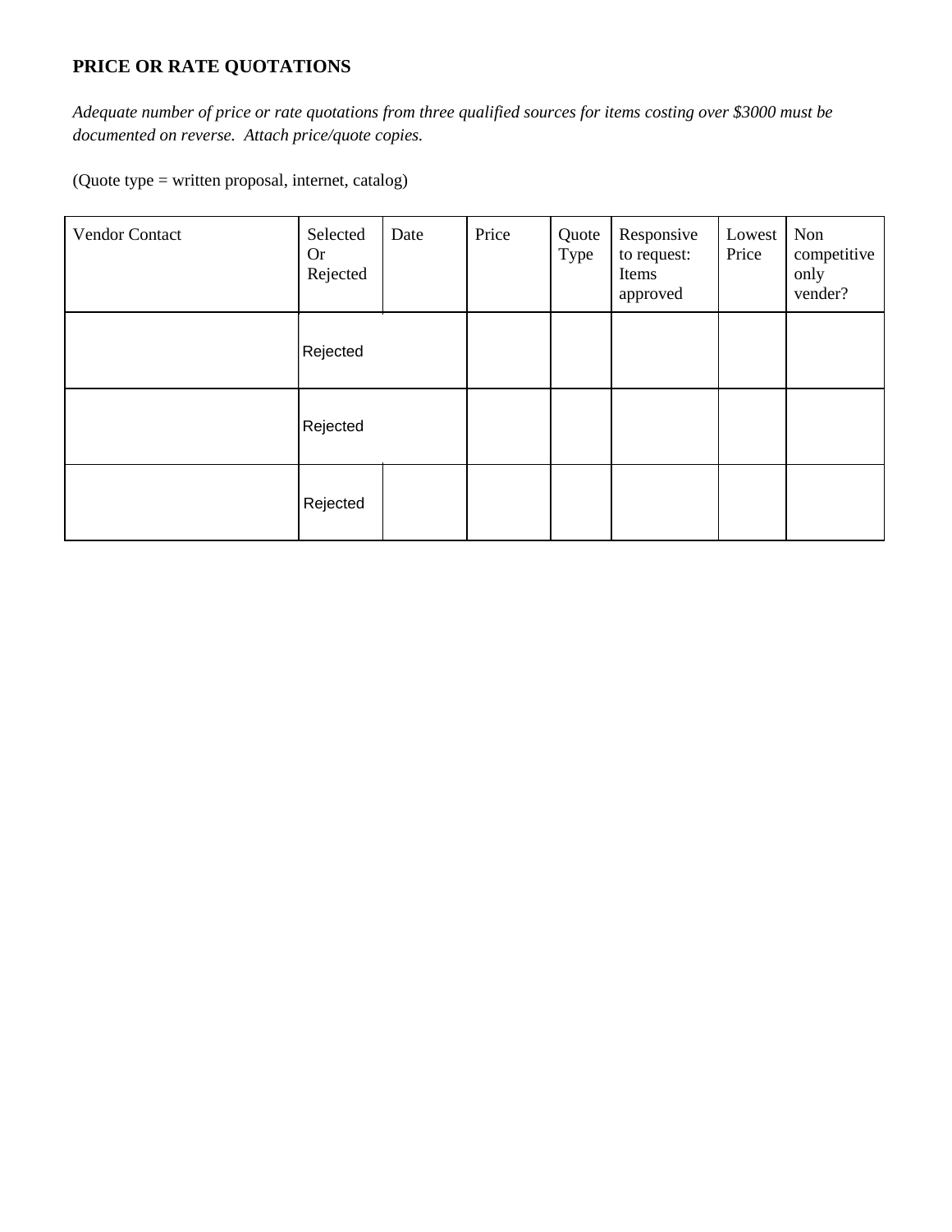**PRICE OR RATE QUOTATIONS**

*Adequate number of price or rate quotations from three qualified sources for items costing over $3000 must be documented on reverse. Attach price/quote copies.*

(Quote type = written proposal, internet, catalog)

| Vendor Contact | Selected Or Rejected | Date | Price | Quote Type | Responsive to request: Items approved | Lowest Price | Non competitive only vender? |
|---|---|---|---|---|---|---|---|
| | Rejected | | | | | | |
| | Rejected | | | | | | |
| | Rejected | | | | | | |